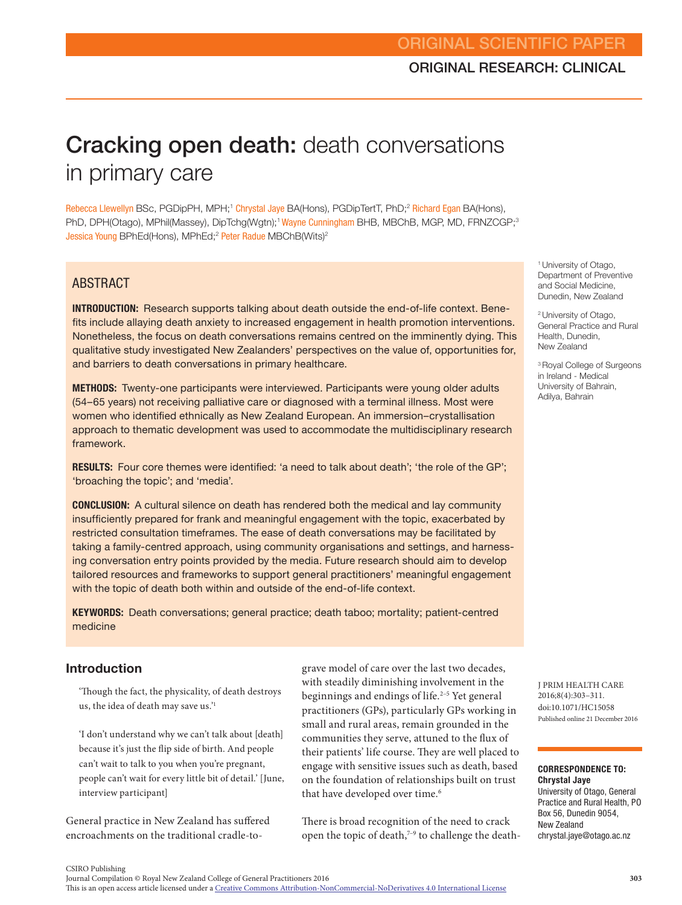ORIGINAL SCIENTIFIC PAPER

ORIGINAL RESEARCH: CLINICAL

# Cracking open death: death conversations in primary care

Rebecca Llewellyn BSc, PGDipPH, MPH;[1] Chrystal Jaye BA(Hons), PGDipTertT, PhD;[2] Richard Egan BA(Hons), PhD, DPH(Otago), MPhil(Massey), DipTchg(Wgtn);[1] Wayne Cunningham BHB, MBChB, MGP, MD, FRNZCGP;[3] Jessica Young BPhEd(Hons), MPhEd;[2] Peter Radue MBChB(Wits)[2]

[1] University of Otago, Department of Preventive and Social Medicine, Dunedin, New Zealand

[2] University of Otago, General Practice and Rural Health, Dunedin, New Zealand

[3] Royal College of Surgeons in Ireland - Medical University of Bahrain, Adilya, Bahrain

## ABSTRACT

**INTRODUCTION:** Research supports talking about death outside the end-of-life context. Benefits include allaying death anxiety to increased engagement in health promotion interventions. Nonetheless, the focus on death conversations remains centred on the imminently dying. This qualitative study investigated New Zealanders' perspectives on the value of, opportunities for, and barriers to death conversations in primary healthcare.

**METHODS:** Twenty-one participants were interviewed. Participants were young older adults (54–65 years) not receiving palliative care or diagnosed with a terminal illness. Most were women who identified ethnically as New Zealand European. An immersion–crystallisation approach to thematic development was used to accommodate the multidisciplinary research framework.

**RESULTS:** Four core themes were identified: 'a need to talk about death'; 'the role of the GP'; 'broaching the topic'; and 'media'.

**CONCLUSION:** A cultural silence on death has rendered both the medical and lay community insufficiently prepared for frank and meaningful engagement with the topic, exacerbated by restricted consultation timeframes. The ease of death conversations may be facilitated by taking a family-centred approach, using community organisations and settings, and harnessing conversation entry points provided by the media. Future research should aim to develop tailored resources and frameworks to support general practitioners' meaningful engagement with the topic of death both within and outside of the end-of-life context.

**KEYWORDS:** Death conversations; general practice; death taboo; mortality; patient-centred medicine

J PRIM HEALTH CARE 2016;8(4):303–311. doi:10.1071/HC15058 Published online 21 December 2016

**CORRESPONDENCE TO:** **Chrystal Jaye** University of Otago, General Practice and Rural Health, PO Box 56, Dunedin 9054, New Zealand chrystal.jaye@otago.ac.nz

## Introduction

'Though the fact, the physicality, of death destroys us, the idea of death may save us.'[1]

'I don't understand why we can't talk about [death] because it's just the flip side of birth. And people can't wait to talk to you when you're pregnant, people can't wait for every little bit of detail.' [June, interview participant]

General practice in New Zealand has suffered encroachments on the traditional cradle-to-grave model of care over the last two decades, with steadily diminishing involvement in the beginnings and endings of life.[2–5] Yet general practitioners (GPs), particularly GPs working in small and rural areas, remain grounded in the communities they serve, attuned to the flux of their patients' life course. They are well placed to engage with sensitive issues such as death, based on the foundation of relationships built on trust that have developed over time.[6]

There is broad recognition of the need to crack open the topic of death,[7–9] to challenge the death-

CSIRO Publishing
Journal Compilation © Royal New Zealand College of General Practitioners 2016
This is an open access article licensed under a Creative Commons Attribution-NonCommercial-NoDerivatives 4.0 International License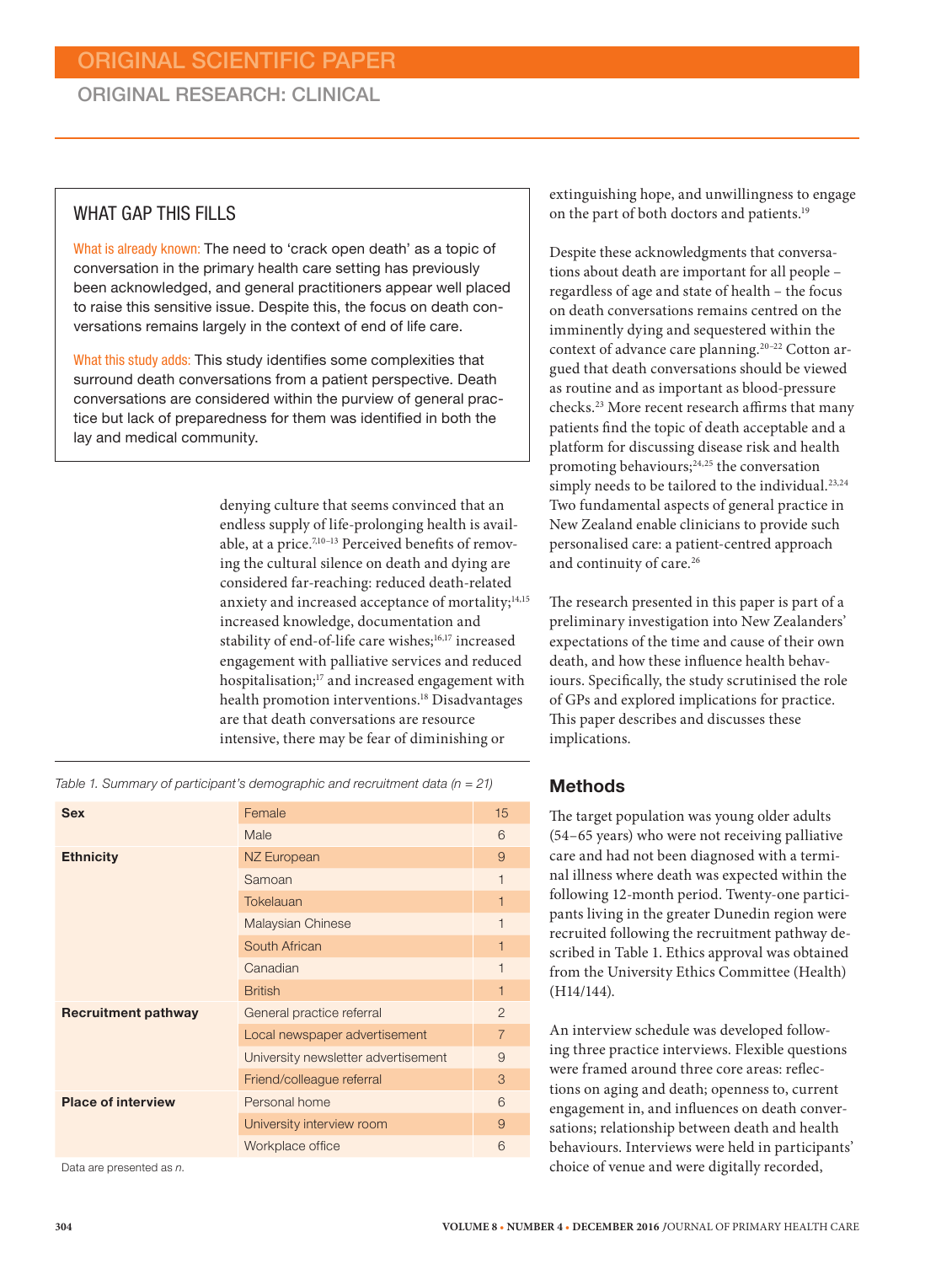## WHAT GAP THIS FILLS

What is already known: The need to 'crack open death' as a topic of conversation in the primary health care setting has previously been acknowledged, and general practitioners appear well placed to raise this sensitive issue. Despite this, the focus on death conversations remains largely in the context of end of life care.

What this study adds: This study identifies some complexities that surround death conversations from a patient perspective. Death conversations are considered within the purview of general practice but lack of preparedness for them was identified in both the lay and medical community.

denying culture that seems convinced that an endless supply of life-prolonging health is available, at a price.[7,10–13] Perceived benefits of removing the cultural silence on death and dying are considered far-reaching: reduced death-related anxiety and increased acceptance of mortality;[14,15] increased knowledge, documentation and stability of end-of-life care wishes;[16,17] increased engagement with palliative services and reduced hospitalisation;[17] and increased engagement with health promotion interventions.[18] Disadvantages are that death conversations are resource intensive, there may be fear of diminishing or extinguishing hope, and unwillingness to engage on the part of both doctors and patients.[19]

Despite these acknowledgments that conversations about death are important for all people – regardless of age and state of health – the focus on death conversations remains centred on the imminently dying and sequestered within the context of advance care planning.[20–22] Cotton argued that death conversations should be viewed as routine and as important as blood-pressure checks.[23] More recent research affirms that many patients find the topic of death acceptable and a platform for discussing disease risk and health promoting behaviours;[24,25] the conversation simply needs to be tailored to the individual.[23,24] Two fundamental aspects of general practice in New Zealand enable clinicians to provide such personalised care: a patient-centred approach and continuity of care.[26]

The research presented in this paper is part of a preliminary investigation into New Zealanders' expectations of the time and cause of their own death, and how these influence health behaviours. Specifically, the study scrutinised the role of GPs and explored implications for practice. This paper describes and discusses these implications.

*Table 1. Summary of participant's demographic and recruitment data (n = 21)*

| | | |
|---|---|---|
| **Sex** | Female | 15 |
| | Male | 6 |
| **Ethnicity** | NZ European | 9 |
| | Samoan | 1 |
| | Tokelauan | 1 |
| | Malaysian Chinese | 1 |
| | South African | 1 |
| | Canadian | 1 |
| | British | 1 |
| **Recruitment pathway** | General practice referral | 2 |
| | Local newspaper advertisement | 7 |
| | University newsletter advertisement | 9 |
| | Friend/colleague referral | 3 |
| **Place of interview** | Personal home | 6 |
| | University interview room | 9 |
| | Workplace office | 6 |

Data are presented as *n*.

## Methods

The target population was young older adults (54–65 years) who were not receiving palliative care and had not been diagnosed with a terminal illness where death was expected within the following 12-month period. Twenty-one participants living in the greater Dunedin region were recruited following the recruitment pathway described in Table 1. Ethics approval was obtained from the University Ethics Committee (Health) (H14/144).

An interview schedule was developed following three practice interviews. Flexible questions were framed around three core areas: reflections on aging and death; openness to, current engagement in, and influences on death conversations; relationship between death and health behaviours. Interviews were held in participants' choice of venue and were digitally recorded,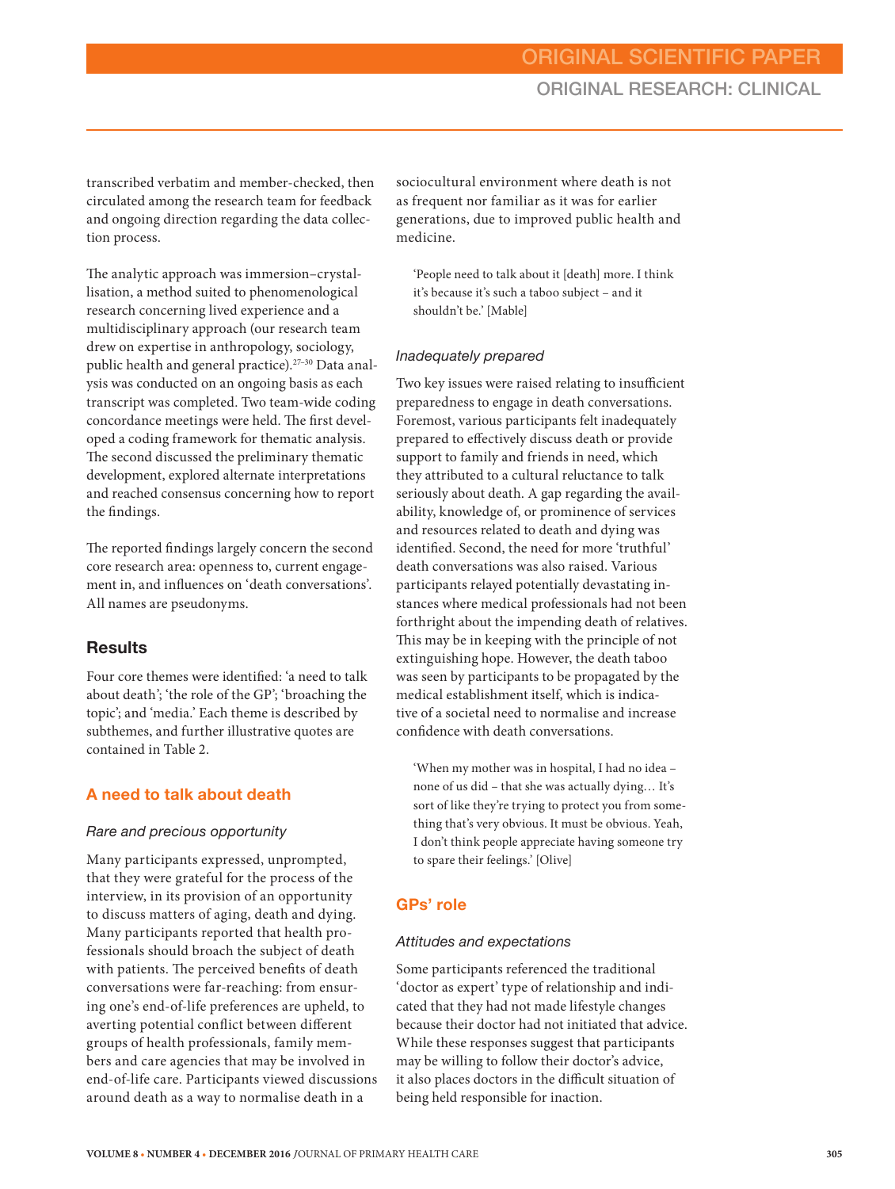transcribed verbatim and member-checked, then circulated among the research team for feedback and ongoing direction regarding the data collection process.

The analytic approach was immersion–crystallisation, a method suited to phenomenological research concerning lived experience and a multidisciplinary approach (our research team drew on expertise in anthropology, sociology, public health and general practice).[27–30] Data analysis was conducted on an ongoing basis as each transcript was completed. Two team-wide coding concordance meetings were held. The first developed a coding framework for thematic analysis. The second discussed the preliminary thematic development, explored alternate interpretations and reached consensus concerning how to report the findings.

The reported findings largely concern the second core research area: openness to, current engagement in, and influences on 'death conversations'. All names are pseudonyms.

## Results

Four core themes were identified: 'a need to talk about death'; 'the role of the GP'; 'broaching the topic'; and 'media.' Each theme is described by subthemes, and further illustrative quotes are contained in Table 2.

### A need to talk about death

#### *Rare and precious opportunity*

Many participants expressed, unprompted, that they were grateful for the process of the interview, in its provision of an opportunity to discuss matters of aging, death and dying. Many participants reported that health professionals should broach the subject of death with patients. The perceived benefits of death conversations were far-reaching: from ensuring one's end-of-life preferences are upheld, to averting potential conflict between different groups of health professionals, family members and care agencies that may be involved in end-of-life care. Participants viewed discussions around death as a way to normalise death in a sociocultural environment where death is not as frequent nor familiar as it was for earlier generations, due to improved public health and medicine.

> 'People need to talk about it [death] more. I think it's because it's such a taboo subject – and it shouldn't be.' [Mable]

#### *Inadequately prepared*

Two key issues were raised relating to insufficient preparedness to engage in death conversations. Foremost, various participants felt inadequately prepared to effectively discuss death or provide support to family and friends in need, which they attributed to a cultural reluctance to talk seriously about death. A gap regarding the availability, knowledge of, or prominence of services and resources related to death and dying was identified. Second, the need for more 'truthful' death conversations was also raised. Various participants relayed potentially devastating instances where medical professionals had not been forthright about the impending death of relatives. This may be in keeping with the principle of not extinguishing hope. However, the death taboo was seen by participants to be propagated by the medical establishment itself, which is indicative of a societal need to normalise and increase confidence with death conversations.

> 'When my mother was in hospital, I had no idea – none of us did – that she was actually dying… It's sort of like they're trying to protect you from something that's very obvious. It must be obvious. Yeah, I don't think people appreciate having someone try to spare their feelings.' [Olive]

### GPs' role

#### *Attitudes and expectations*

Some participants referenced the traditional 'doctor as expert' type of relationship and indicated that they had not made lifestyle changes because their doctor had not initiated that advice. While these responses suggest that participants may be willing to follow their doctor's advice, it also places doctors in the difficult situation of being held responsible for inaction.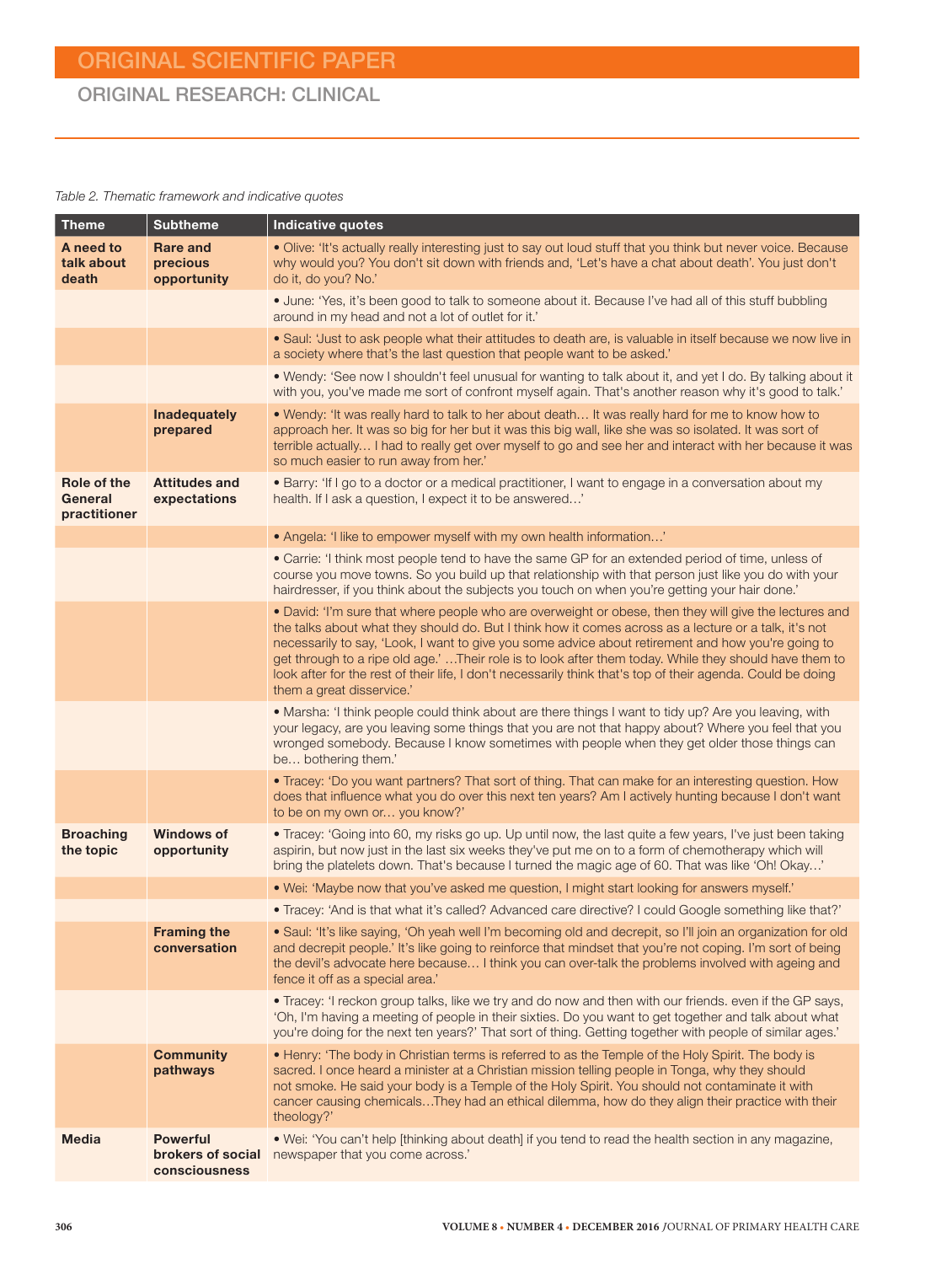*Table 2. Thematic framework and indicative quotes*

| Theme | Subtheme | Indicative quotes |
|---|---|---|
| **A need to talk about death** | **Rare and precious opportunity** | • Olive: 'It's actually really interesting just to say out loud stuff that you think but never voice. Because why would you? You don't sit down with friends and, 'Let's have a chat about death'. You just don't do it, do you? No.' |
| | | • June: 'Yes, it's been good to talk to someone about it. Because I've had all of this stuff bubbling around in my head and not a lot of outlet for it.' |
| | | • Saul: 'Just to ask people what their attitudes to death are, is valuable in itself because we now live in a society where that's the last question that people want to be asked.' |
| | | • Wendy: 'See now I shouldn't feel unusual for wanting to talk about it, and yet I do. By talking about it with you, you've made me sort of confront myself again. That's another reason why it's good to talk.' |
| | **Inadequately prepared** | • Wendy: 'It was really hard to talk to her about death… It was really hard for me to know how to approach her. It was so big for her but it was this big wall, like she was so isolated. It was sort of terrible actually… I had to really get over myself to go and see her and interact with her because it was so much easier to run away from her.' |
| **Role of the General practitioner** | **Attitudes and expectations** | • Barry: 'If I go to a doctor or a medical practitioner, I want to engage in a conversation about my health. If I ask a question, I expect it to be answered…' |
| | | • Angela: 'I like to empower myself with my own health information…' |
| | | • Carrie: 'I think most people tend to have the same GP for an extended period of time, unless of course you move towns. So you build up that relationship with that person just like you do with your hairdresser, if you think about the subjects you touch on when you're getting your hair done.' |
| | | • David: 'I'm sure that where people who are overweight or obese, then they will give the lectures and the talks about what they should do. But I think how it comes across as a lecture or a talk, it's not necessarily to say, 'Look, I want to give you some advice about retirement and how you're going to get through to a ripe old age.' …Their role is to look after them today. While they should have them to look after for the rest of their life, I don't necessarily think that's top of their agenda. Could be doing them a great disservice.' |
| | | • Marsha: 'I think people could think about are there things I want to tidy up? Are you leaving, with your legacy, are you leaving some things that you are not that happy about? Where you feel that you wronged somebody. Because I know sometimes with people when they get older those things can be… bothering them.' |
| | | • Tracey: 'Do you want partners? That sort of thing. That can make for an interesting question. How does that influence what you do over this next ten years? Am I actively hunting because I don't want to be on my own or… you know?' |
| **Broaching the topic** | **Windows of opportunity** | • Tracey: 'Going into 60, my risks go up. Up until now, the last quite a few years, I've just been taking aspirin, but now just in the last six weeks they've put me on to a form of chemotherapy which will bring the platelets down. That's because I turned the magic age of 60. That was like 'Oh! Okay…' |
| | | • Wei: 'Maybe now that you've asked me question, I might start looking for answers myself.' |
| | | • Tracey: 'And is that what it's called? Advanced care directive? I could Google something like that?' |
| | **Framing the conversation** | • Saul: 'It's like saying, 'Oh yeah well I'm becoming old and decrepit, so I'll join an organization for old and decrepit people.' It's like going to reinforce that mindset that you're not coping. I'm sort of being the devil's advocate here because… I think you can over-talk the problems involved with ageing and fence it off as a special area.' |
| | | • Tracey: 'I reckon group talks, like we try and do now and then with our friends. even if the GP says, 'Oh, I'm having a meeting of people in their sixties. Do you want to get together and talk about what you're doing for the next ten years?' That sort of thing. Getting together with people of similar ages.' |
| | **Community pathways** | • Henry: 'The body in Christian terms is referred to as the Temple of the Holy Spirit. The body is sacred. I once heard a minister at a Christian mission telling people in Tonga, why they should not smoke. He said your body is a Temple of the Holy Spirit. You should not contaminate it with cancer causing chemicals…They had an ethical dilemma, how do they align their practice with their theology?' |
| **Media** | **Powerful brokers of social consciousness** | • Wei: 'You can't help [thinking about death] if you tend to read the health section in any magazine, newspaper that you come across.' |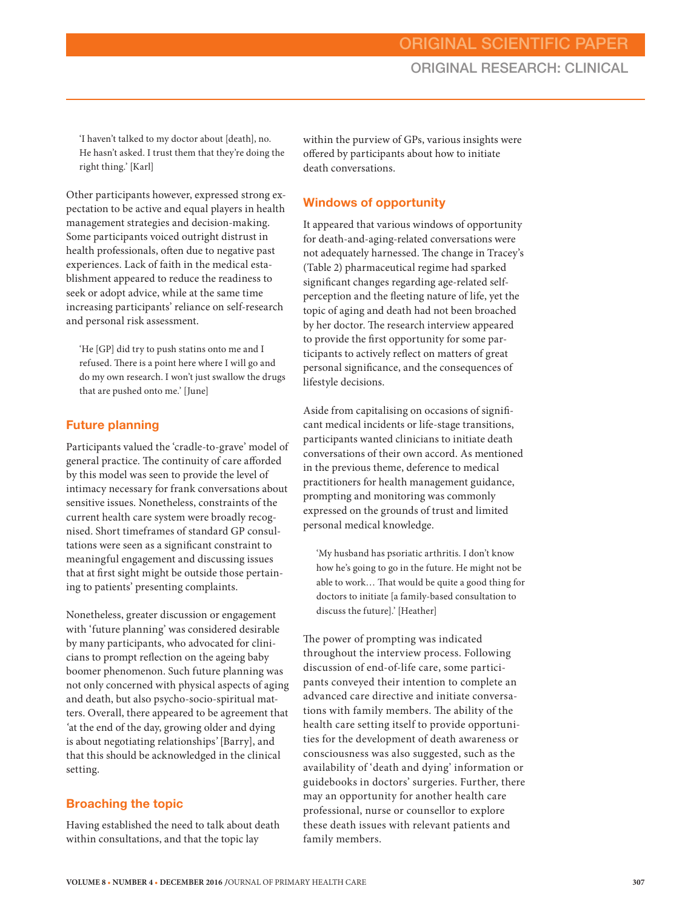'I haven't talked to my doctor about [death], no. He hasn't asked. I trust them that they're doing the right thing.' [Karl]

Other participants however, expressed strong expectation to be active and equal players in health management strategies and decision-making. Some participants voiced outright distrust in health professionals, often due to negative past experiences. Lack of faith in the medical establishment appeared to reduce the readiness to seek or adopt advice, while at the same time increasing participants' reliance on self-research and personal risk assessment.

'He [GP] did try to push statins onto me and I refused. There is a point here where I will go and do my own research. I won't just swallow the drugs that are pushed onto me.' [June]

## Future planning

Participants valued the 'cradle-to-grave' model of general practice. The continuity of care afforded by this model was seen to provide the level of intimacy necessary for frank conversations about sensitive issues. Nonetheless, constraints of the current health care system were broadly recognised. Short timeframes of standard GP consultations were seen as a significant constraint to meaningful engagement and discussing issues that at first sight might be outside those pertaining to patients' presenting complaints.

Nonetheless, greater discussion or engagement with 'future planning' was considered desirable by many participants, who advocated for clinicians to prompt reflection on the ageing baby boomer phenomenon. Such future planning was not only concerned with physical aspects of aging and death, but also psycho-socio-spiritual matters. Overall, there appeared to be agreement that 'at the end of the day, growing older and dying is about negotiating relationships' [Barry], and that this should be acknowledged in the clinical setting.

## Broaching the topic

Having established the need to talk about death within consultations, and that the topic lay within the purview of GPs, various insights were offered by participants about how to initiate death conversations.

## Windows of opportunity

It appeared that various windows of opportunity for death-and-aging-related conversations were not adequately harnessed. The change in Tracey's (Table 2) pharmaceutical regime had sparked significant changes regarding age-related self-perception and the fleeting nature of life, yet the topic of aging and death had not been broached by her doctor. The research interview appeared to provide the first opportunity for some participants to actively reflect on matters of great personal significance, and the consequences of lifestyle decisions.

Aside from capitalising on occasions of significant medical incidents or life-stage transitions, participants wanted clinicians to initiate death conversations of their own accord. As mentioned in the previous theme, deference to medical practitioners for health management guidance, prompting and monitoring was commonly expressed on the grounds of trust and limited personal medical knowledge.

'My husband has psoriatic arthritis. I don't know how he's going to go in the future. He might not be able to work… That would be quite a good thing for doctors to initiate [a family-based consultation to discuss the future].' [Heather]

The power of prompting was indicated throughout the interview process. Following discussion of end-of-life care, some participants conveyed their intention to complete an advanced care directive and initiate conversations with family members. The ability of the health care setting itself to provide opportunities for the development of death awareness or consciousness was also suggested, such as the availability of 'death and dying' information or guidebooks in doctors' surgeries. Further, there may an opportunity for another health care professional, nurse or counsellor to explore these death issues with relevant patients and family members.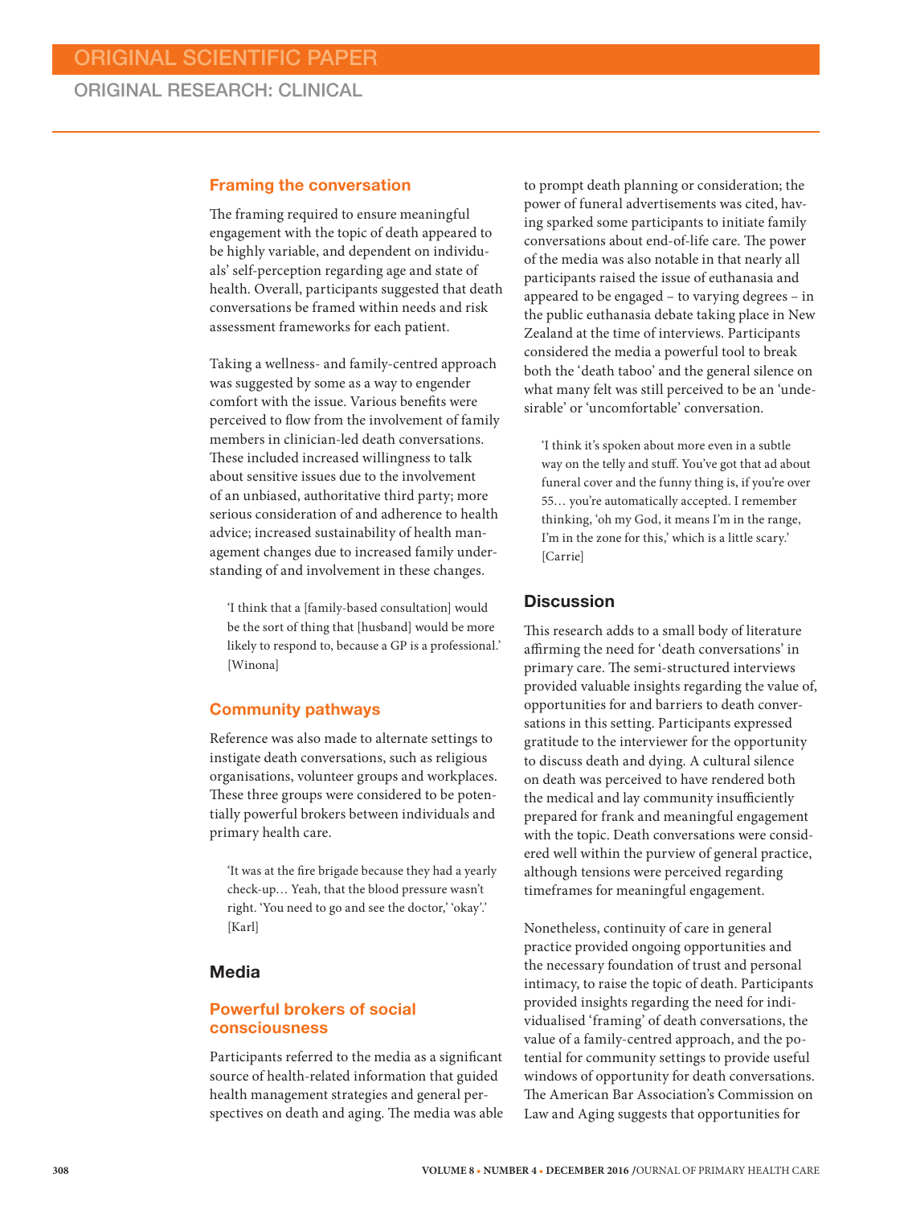### Framing the conversation

The framing required to ensure meaningful engagement with the topic of death appeared to be highly variable, and dependent on individuals' self-perception regarding age and state of health. Overall, participants suggested that death conversations be framed within needs and risk assessment frameworks for each patient.

Taking a wellness- and family-centred approach was suggested by some as a way to engender comfort with the issue. Various benefits were perceived to flow from the involvement of family members in clinician-led death conversations. These included increased willingness to talk about sensitive issues due to the involvement of an unbiased, authoritative third party; more serious consideration of and adherence to health advice; increased sustainability of health management changes due to increased family understanding of and involvement in these changes.

> 'I think that a [family-based consultation] would be the sort of thing that [husband] would be more likely to respond to, because a GP is a professional.' [Winona]

### Community pathways

Reference was also made to alternate settings to instigate death conversations, such as religious organisations, volunteer groups and workplaces. These three groups were considered to be potentially powerful brokers between individuals and primary health care.

> 'It was at the fire brigade because they had a yearly check-up… Yeah, that the blood pressure wasn't right. 'You need to go and see the doctor,' 'okay'.' [Karl]

## Media

### Powerful brokers of social consciousness

Participants referred to the media as a significant source of health-related information that guided health management strategies and general perspectives on death and aging. The media was able to prompt death planning or consideration; the power of funeral advertisements was cited, having sparked some participants to initiate family conversations about end-of-life care. The power of the media was also notable in that nearly all participants raised the issue of euthanasia and appeared to be engaged – to varying degrees – in the public euthanasia debate taking place in New Zealand at the time of interviews. Participants considered the media a powerful tool to break both the 'death taboo' and the general silence on what many felt was still perceived to be an 'undesirable' or 'uncomfortable' conversation.

> 'I think it's spoken about more even in a subtle way on the telly and stuff. You've got that ad about funeral cover and the funny thing is, if you're over 55… you're automatically accepted. I remember thinking, 'oh my God, it means I'm in the range, I'm in the zone for this,' which is a little scary.' [Carrie]

## Discussion

This research adds to a small body of literature affirming the need for 'death conversations' in primary care. The semi-structured interviews provided valuable insights regarding the value of, opportunities for and barriers to death conversations in this setting. Participants expressed gratitude to the interviewer for the opportunity to discuss death and dying. A cultural silence on death was perceived to have rendered both the medical and lay community insufficiently prepared for frank and meaningful engagement with the topic. Death conversations were considered well within the purview of general practice, although tensions were perceived regarding timeframes for meaningful engagement.

Nonetheless, continuity of care in general practice provided ongoing opportunities and the necessary foundation of trust and personal intimacy, to raise the topic of death. Participants provided insights regarding the need for individualised 'framing' of death conversations, the value of a family-centred approach, and the potential for community settings to provide useful windows of opportunity for death conversations. The American Bar Association's Commission on Law and Aging suggests that opportunities for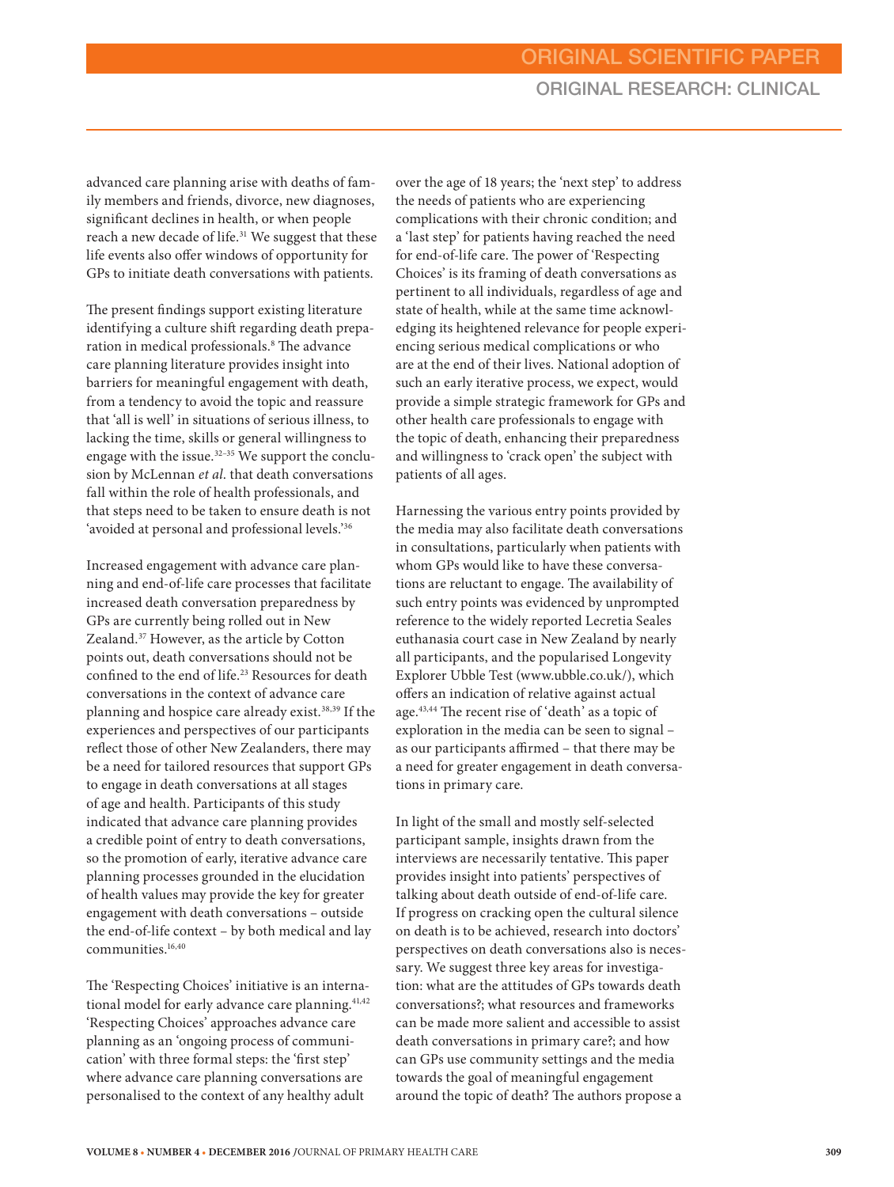advanced care planning arise with deaths of family members and friends, divorce, new diagnoses, significant declines in health, or when people reach a new decade of life.[31] We suggest that these life events also offer windows of opportunity for GPs to initiate death conversations with patients.

The present findings support existing literature identifying a culture shift regarding death preparation in medical professionals.[8] The advance care planning literature provides insight into barriers for meaningful engagement with death, from a tendency to avoid the topic and reassure that 'all is well' in situations of serious illness, to lacking the time, skills or general willingness to engage with the issue.[32–35] We support the conclusion by McLennan *et al.* that death conversations fall within the role of health professionals, and that steps need to be taken to ensure death is not 'avoided at personal and professional levels.'[36]

Increased engagement with advance care planning and end-of-life care processes that facilitate increased death conversation preparedness by GPs are currently being rolled out in New Zealand.[37] However, as the article by Cotton points out, death conversations should not be confined to the end of life.[23] Resources for death conversations in the context of advance care planning and hospice care already exist.[38,39] If the experiences and perspectives of our participants reflect those of other New Zealanders, there may be a need for tailored resources that support GPs to engage in death conversations at all stages of age and health. Participants of this study indicated that advance care planning provides a credible point of entry to death conversations, so the promotion of early, iterative advance care planning processes grounded in the elucidation of health values may provide the key for greater engagement with death conversations – outside the end-of-life context – by both medical and lay communities.[16,40]

The 'Respecting Choices' initiative is an international model for early advance care planning.[41,42] 'Respecting Choices' approaches advance care planning as an 'ongoing process of communication' with three formal steps: the 'first step' where advance care planning conversations are personalised to the context of any healthy adult over the age of 18 years; the 'next step' to address the needs of patients who are experiencing complications with their chronic condition; and a 'last step' for patients having reached the need for end-of-life care. The power of 'Respecting Choices' is its framing of death conversations as pertinent to all individuals, regardless of age and state of health, while at the same time acknowledging its heightened relevance for people experiencing serious medical complications or who are at the end of their lives. National adoption of such an early iterative process, we expect, would provide a simple strategic framework for GPs and other health care professionals to engage with the topic of death, enhancing their preparedness and willingness to 'crack open' the subject with patients of all ages.

Harnessing the various entry points provided by the media may also facilitate death conversations in consultations, particularly when patients with whom GPs would like to have these conversations are reluctant to engage. The availability of such entry points was evidenced by unprompted reference to the widely reported Lecretia Seales euthanasia court case in New Zealand by nearly all participants, and the popularised Longevity Explorer Ubble Test (www.ubble.co.uk/), which offers an indication of relative against actual age.[43,44] The recent rise of 'death' as a topic of exploration in the media can be seen to signal – as our participants affirmed – that there may be a need for greater engagement in death conversations in primary care.

In light of the small and mostly self-selected participant sample, insights drawn from the interviews are necessarily tentative. This paper provides insight into patients' perspectives of talking about death outside of end-of-life care. If progress on cracking open the cultural silence on death is to be achieved, research into doctors' perspectives on death conversations also is necessary. We suggest three key areas for investigation: what are the attitudes of GPs towards death conversations?; what resources and frameworks can be made more salient and accessible to assist death conversations in primary care?; and how can GPs use community settings and the media towards the goal of meaningful engagement around the topic of death? The authors propose a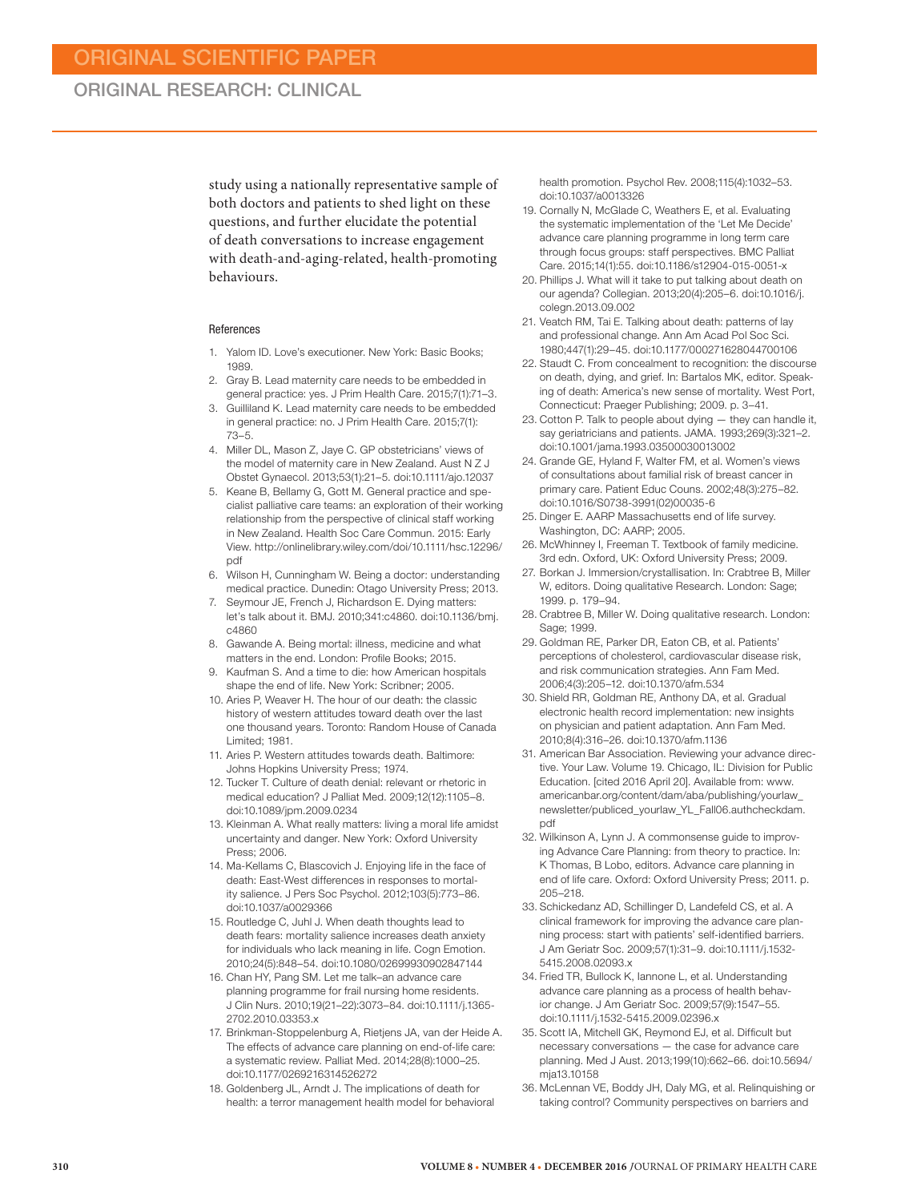study using a nationally representative sample of both doctors and patients to shed light on these questions, and further elucidate the potential of death conversations to increase engagement with death-and-aging-related, health-promoting behaviours.

### References

1. Yalom ID. Love's executioner. New York: Basic Books; 1989.
2. Gray B. Lead maternity care needs to be embedded in general practice: yes. J Prim Health Care. 2015;7(1):71–3.
3. Guilliland K. Lead maternity care needs to be embedded in general practice: no. J Prim Health Care. 2015;7(1): 73–5.
4. Miller DL, Mason Z, Jaye C. GP obstetricians' views of the model of maternity care in New Zealand. Aust N Z J Obstet Gynaecol. 2013;53(1):21–5. doi:10.1111/ajo.12037
5. Keane B, Bellamy G, Gott M. General practice and specialist palliative care teams: an exploration of their working relationship from the perspective of clinical staff working in New Zealand. Health Soc Care Commun. 2015: Early View. http://onlinelibrary.wiley.com/doi/10.1111/hsc.12296/pdf
6. Wilson H, Cunningham W. Being a doctor: understanding medical practice. Dunedin: Otago University Press; 2013.
7. Seymour JE, French J, Richardson E. Dying matters: let's talk about it. BMJ. 2010;341:c4860. doi:10.1136/bmj.c4860
8. Gawande A. Being mortal: illness, medicine and what matters in the end. London: Profile Books; 2015.
9. Kaufman S. And a time to die: how American hospitals shape the end of life. New York: Scribner; 2005.
10. Aries P, Weaver H. The hour of our death: the classic history of western attitudes toward death over the last one thousand years. Toronto: Random House of Canada Limited; 1981.
11. Aries P. Western attitudes towards death. Baltimore: Johns Hopkins University Press; 1974.
12. Tucker T. Culture of death denial: relevant or rhetoric in medical education? J Palliat Med. 2009;12(12):1105–8. doi:10.1089/jpm.2009.0234
13. Kleinman A. What really matters: living a moral life amidst uncertainty and danger. New York: Oxford University Press; 2006.
14. Ma-Kellams C, Blascovich J. Enjoying life in the face of death: East-West differences in responses to mortality salience. J Pers Soc Psychol. 2012;103(5):773–86. doi:10.1037/a0029366
15. Routledge C, Juhl J. When death thoughts lead to death fears: mortality salience increases death anxiety for individuals who lack meaning in life. Cogn Emotion. 2010;24(5):848–54. doi:10.1080/02699930902847144
16. Chan HY, Pang SM. Let me talk–an advance care planning programme for frail nursing home residents. J Clin Nurs. 2010;19(21–22):3073–84. doi:10.1111/j.1365-2702.2010.03353.x
17. Brinkman-Stoppelenburg A, Rietjens JA, van der Heide A. The effects of advance care planning on end-of-life care: a systematic review. Palliat Med. 2014;28(8):1000–25. doi:10.1177/0269216314526272
18. Goldenberg JL, Arndt J. The implications of death for health: a terror management health model for behavioral health promotion. Psychol Rev. 2008;115(4):1032–53. doi:10.1037/a0013326
19. Cornally N, McGlade C, Weathers E, et al. Evaluating the systematic implementation of the 'Let Me Decide' advance care planning programme in long term care through focus groups: staff perspectives. BMC Palliat Care. 2015;14(1):55. doi:10.1186/s12904-015-0051-x
20. Phillips J. What will it take to put talking about death on our agenda? Collegian. 2013;20(4):205–6. doi:10.1016/j.colegn.2013.09.002
21. Veatch RM, Tai E. Talking about death: patterns of lay and professional change. Ann Am Acad Pol Soc Sci. 1980;447(1):29–45. doi:10.1177/000271628044700106
22. Staudt C. From concealment to recognition: the discourse on death, dying, and grief. In: Bartalos MK, editor. Speaking of death: America's new sense of mortality. West Port, Connecticut: Praeger Publishing; 2009. p. 3–41.
23. Cotton P. Talk to people about dying — they can handle it, say geriatricians and patients. JAMA. 1993;269(3):321–2. doi:10.1001/jama.1993.03500030013002
24. Grande GE, Hyland F, Walter FM, et al. Women's views of consultations about familial risk of breast cancer in primary care. Patient Educ Couns. 2002;48(3):275–82. doi:10.1016/S0738-3991(02)00035-6
25. Dinger E. AARP Massachusetts end of life survey. Washington, DC: AARP; 2005.
26. McWhinney I, Freeman T. Textbook of family medicine. 3rd edn. Oxford, UK: Oxford University Press; 2009.
27. Borkan J. Immersion/crystallisation. In: Crabtree B, Miller W, editors. Doing qualitative Research. London: Sage; 1999. p. 179–94.
28. Crabtree B, Miller W. Doing qualitative research. London: Sage; 1999.
29. Goldman RE, Parker DR, Eaton CB, et al. Patients' perceptions of cholesterol, cardiovascular disease risk, and risk communication strategies. Ann Fam Med. 2006;4(3):205–12. doi:10.1370/afm.534
30. Shield RR, Goldman RE, Anthony DA, et al. Gradual electronic health record implementation: new insights on physician and patient adaptation. Ann Fam Med. 2010;8(4):316–26. doi:10.1370/afm.1136
31. American Bar Association. Reviewing your advance directive. Your Law. Volume 19. Chicago, IL: Division for Public Education. [cited 2016 April 20]. Available from: www.americanbar.org/content/dam/aba/publishing/yourlaw_newsletter/publiced_yourlaw_YL_Fall06.authcheckdam.pdf
32. Wilkinson A, Lynn J. A commonsense guide to improving Advance Care Planning: from theory to practice. In: K Thomas, B Lobo, editors. Advance care planning in end of life care. Oxford: Oxford University Press; 2011. p. 205–218.
33. Schickedanz AD, Schillinger D, Landefeld CS, et al. A clinical framework for improving the advance care planning process: start with patients' self-identified barriers. J Am Geriatr Soc. 2009;57(1):31–9. doi:10.1111/j.1532-5415.2008.02093.x
34. Fried TR, Bullock K, Iannone L, et al. Understanding advance care planning as a process of health behavior change. J Am Geriatr Soc. 2009;57(9):1547–55. doi:10.1111/j.1532-5415.2009.02396.x
35. Scott IA, Mitchell GK, Reymond EJ, et al. Difficult but necessary conversations — the case for advance care planning. Med J Aust. 2013;199(10):662–66. doi:10.5694/mja13.10158
36. McLennan VE, Boddy JH, Daly MG, et al. Relinquishing or taking control? Community perspectives on barriers and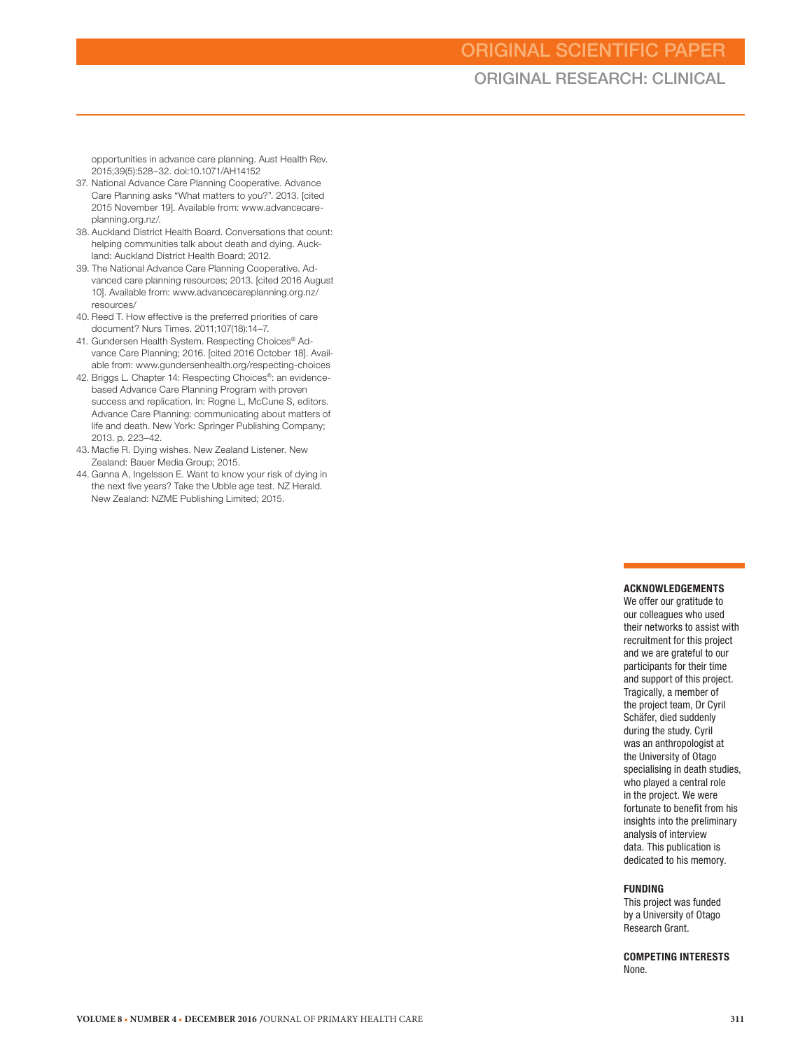opportunities in advance care planning. Aust Health Rev. 2015;39(5):528–32. doi:10.1071/AH14152

37. National Advance Care Planning Cooperative. Advance Care Planning asks "What matters to you?". 2013. [cited 2015 November 19]. Available from: www.advancecare-planning.org.nz/.
38. Auckland District Health Board. Conversations that count: helping communities talk about death and dying. Auckland: Auckland District Health Board; 2012.
39. The National Advance Care Planning Cooperative. Advanced care planning resources; 2013. [cited 2016 August 10]. Available from: www.advancecareplanning.org.nz/resources/
40. Reed T. How effective is the preferred priorities of care document? Nurs Times. 2011;107(18):14–7.
41. Gundersen Health System. Respecting Choices® Advance Care Planning; 2016. [cited 2016 October 18]. Available from: www.gundersenhealth.org/respecting-choices
42. Briggs L. Chapter 14: Respecting Choices®: an evidence-based Advance Care Planning Program with proven success and replication. In: Rogne L, McCune S, editors. Advance Care Planning: communicating about matters of life and death. New York: Springer Publishing Company; 2013. p. 223–42.
43. Macfie R. Dying wishes. New Zealand Listener. New Zealand: Bauer Media Group; 2015.
44. Ganna A, Ingelsson E. Want to know your risk of dying in the next five years? Take the Ubble age test. NZ Herald. New Zealand: NZME Publishing Limited; 2015.

**ACKNOWLEDGEMENTS**

We offer our gratitude to our colleagues who used their networks to assist with recruitment for this project and we are grateful to our participants for their time and support of this project. Tragically, a member of the project team, Dr Cyril Schäfer, died suddenly during the study. Cyril was an anthropologist at the University of Otago specialising in death studies, who played a central role in the project. We were fortunate to benefit from his insights into the preliminary analysis of interview data. This publication is dedicated to his memory.

**FUNDING**

This project was funded by a University of Otago Research Grant.

**COMPETING INTERESTS**

None.